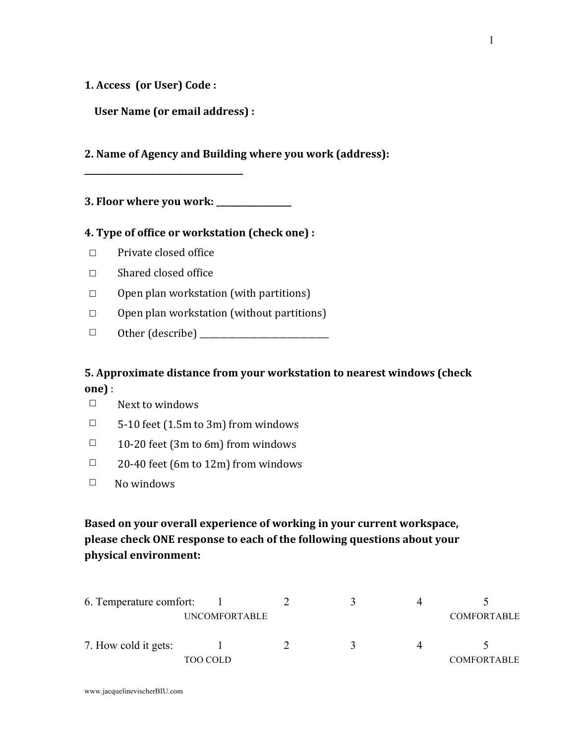**1. Access (or User) Code :**

**User Name (or email address) :**

**2. Name of Agency and Building where you work (address):**

______________________________________

**3. Floor where you work:** __________________

**4. Type of office or workstation (check one) :**

- ☐ Private closed office
- ☐ Shared closed office
- ☐ Open plan workstation (with partitions)
- ☐ Open plan workstation (without partitions)
- ☐ Other (describe) ______________________________

**5. Approximate distance from your workstation to nearest windows (check one)** :

- ☐ Next to windows
- ☐ 5-10 feet (1.5m to 3m) from windows
- ☐ 10-20 feet (3m to 6m) from windows
- ☐ 20-40 feet (6m to 12m) from windows
- ☐ No windows

**Based on your overall experience of working in your current workspace, please check ONE response to each of the following questions about your physical environment:**

| | 1 | 2 | 3 | 4 | 5 |
|---|---|---|---|---|---|
| 6. Temperature comfort: | 1 UNCOMFORTABLE | 2 | 3 | 4 | 5 COMFORTABLE |
| 7. How cold it gets: | 1 TOO COLD | 2 | 3 | 4 | 5 COMFORTABLE |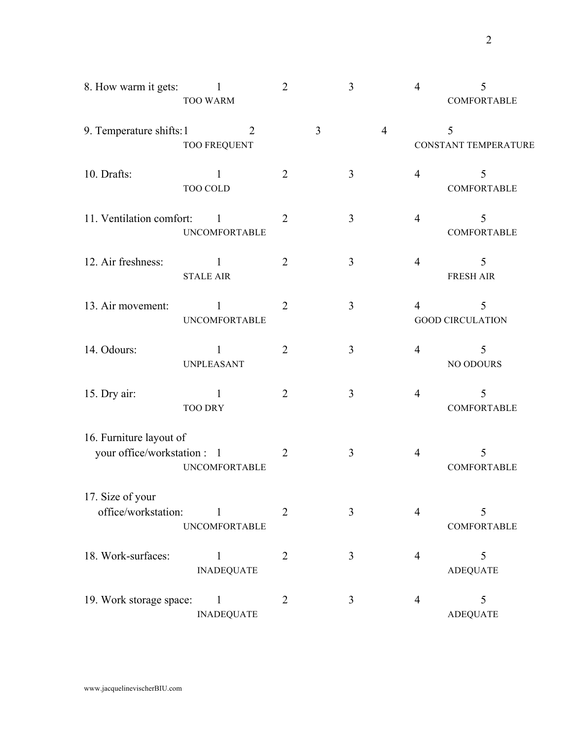8. How warm it gets: 1 TOO WARM 2 3 4 5 COMFORTABLE

9. Temperature shifts: 1 TOO FREQUENT 2 3 4 5 CONSTANT TEMPERATURE

10. Drafts: 1 TOO COLD 2 3 4 5 COMFORTABLE

11. Ventilation comfort: 1 UNCOMFORTABLE 2 3 4 5 COMFORTABLE

12. Air freshness: 1 STALE AIR 2 3 4 5 FRESH AIR

13. Air movement: 1 UNCOMFORTABLE 2 3 4 5 GOOD CIRCULATION

14. Odours: 1 UNPLEASANT 2 3 4 5 NO ODOURS

15. Dry air: 1 TOO DRY 2 3 4 5 COMFORTABLE

16. Furniture layout of your office/workstation : 1 UNCOMFORTABLE 2 3 4 5 COMFORTABLE

17. Size of your office/workstation: 1 UNCOMFORTABLE 2 3 4 5 COMFORTABLE

18. Work-surfaces: 1 INADEQUATE 2 3 4 5 ADEQUATE

19. Work storage space: 1 INADEQUATE 2 3 4 5 ADEQUATE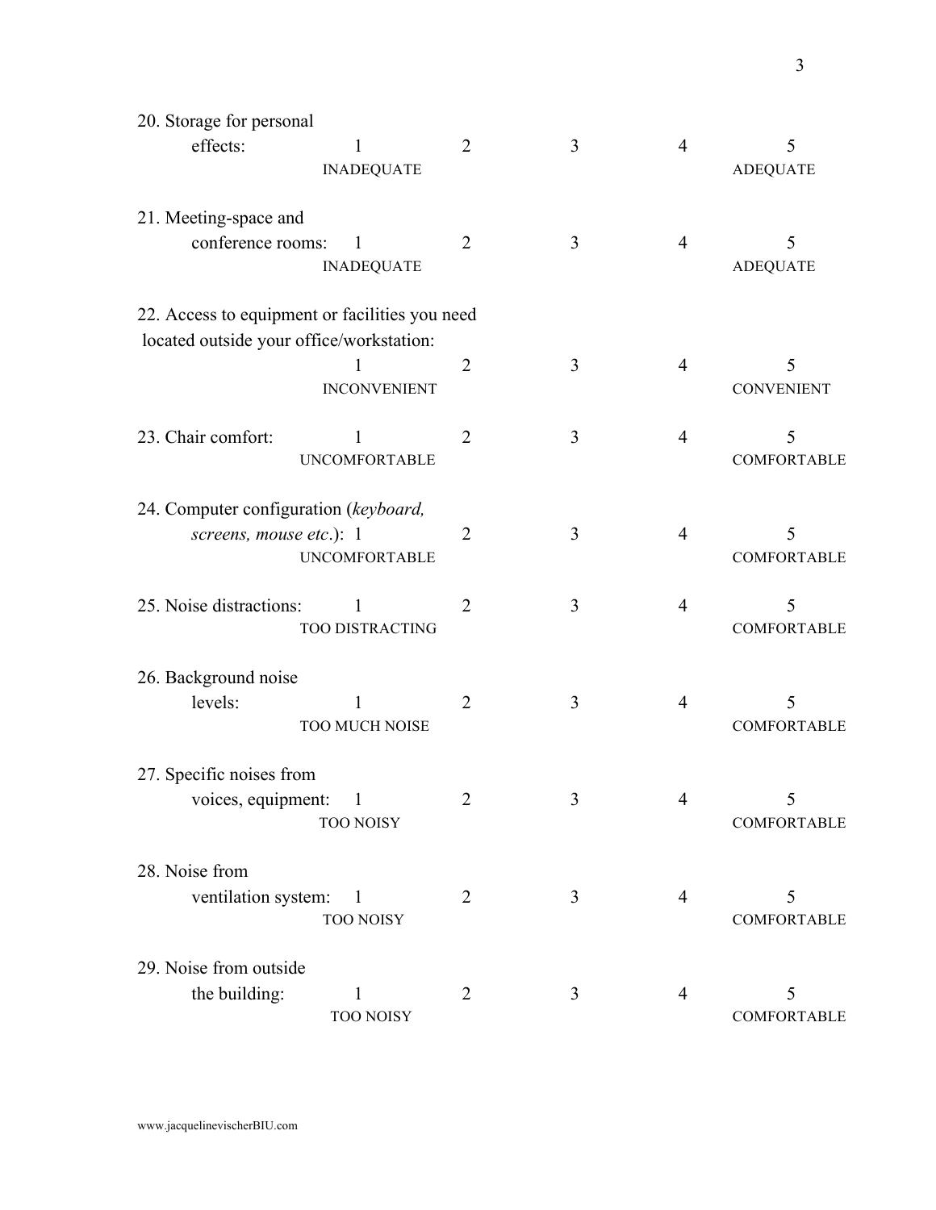20. Storage for personal effects:

| 1 | 2 | 3 | 4 | 5 |
|---|---|---|---|---|
| INADEQUATE | | | | ADEQUATE |

21. Meeting-space and conference rooms:

| 1 | 2 | 3 | 4 | 5 |
|---|---|---|---|---|
| INADEQUATE | | | | ADEQUATE |

22. Access to equipment or facilities you need located outside your office/workstation:

| 1 | 2 | 3 | 4 | 5 |
|---|---|---|---|---|
| INCONVENIENT | | | | CONVENIENT |

23. Chair comfort:

| 1 | 2 | 3 | 4 | 5 |
|---|---|---|---|---|
| UNCOMFORTABLE | | | | COMFORTABLE |

24. Computer configuration (*keyboard, screens, mouse etc*.):

| 1 | 2 | 3 | 4 | 5 |
|---|---|---|---|---|
| UNCOMFORTABLE | | | | COMFORTABLE |

25. Noise distractions:

| 1 | 2 | 3 | 4 | 5 |
|---|---|---|---|---|
| TOO DISTRACTING | | | | COMFORTABLE |

26. Background noise levels:

| 1 | 2 | 3 | 4 | 5 |
|---|---|---|---|---|
| TOO MUCH NOISE | | | | COMFORTABLE |

27. Specific noises from voices, equipment:

| 1 | 2 | 3 | 4 | 5 |
|---|---|---|---|---|
| TOO NOISY | | | | COMFORTABLE |

28. Noise from ventilation system:

| 1 | 2 | 3 | 4 | 5 |
|---|---|---|---|---|
| TOO NOISY | | | | COMFORTABLE |

29. Noise from outside the building:

| 1 | 2 | 3 | 4 | 5 |
|---|---|---|---|---|
| TOO NOISY | | | | COMFORTABLE |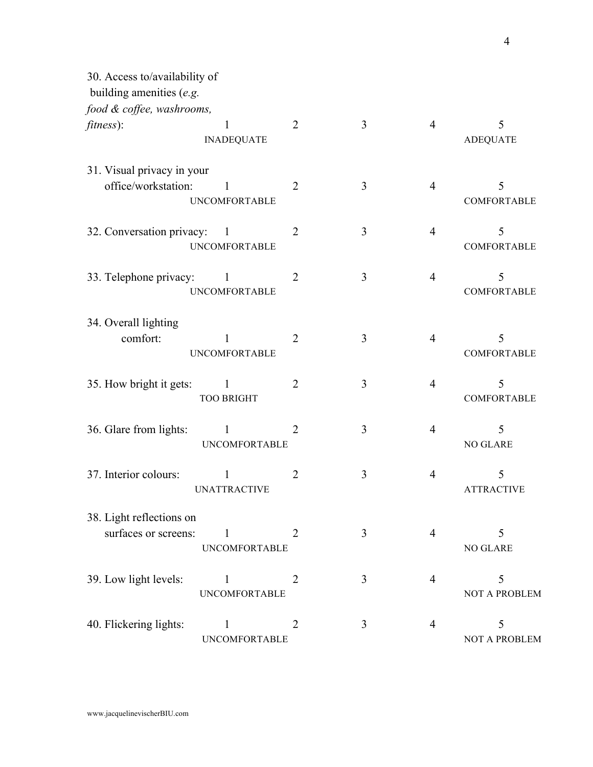30. Access to/availability of building amenities (*e.g. food & coffee, washrooms, fitness*):

| 1 | 2 | 3 | 4 | 5 |
|---|---|---|---|---|
| INADEQUATE | | | | ADEQUATE |

31. Visual privacy in your office/workstation:

| 1 | 2 | 3 | 4 | 5 |
|---|---|---|---|---|
| UNCOMFORTABLE | | | | COMFORTABLE |

32. Conversation privacy:

| 1 | 2 | 3 | 4 | 5 |
|---|---|---|---|---|
| UNCOMFORTABLE | | | | COMFORTABLE |

33. Telephone privacy:

| 1 | 2 | 3 | 4 | 5 |
|---|---|---|---|---|
| UNCOMFORTABLE | | | | COMFORTABLE |

34. Overall lighting comfort:

| 1 | 2 | 3 | 4 | 5 |
|---|---|---|---|---|
| UNCOMFORTABLE | | | | COMFORTABLE |

35. How bright it gets:

| 1 | 2 | 3 | 4 | 5 |
|---|---|---|---|---|
| TOO BRIGHT | | | | COMFORTABLE |

36. Glare from lights:

| 1 | 2 | 3 | 4 | 5 |
|---|---|---|---|---|
| UNCOMFORTABLE | | | | NO GLARE |

37. Interior colours:

| 1 | 2 | 3 | 4 | 5 |
|---|---|---|---|---|
| UNATTRACTIVE | | | | ATTRACTIVE |

38. Light reflections on surfaces or screens:

| 1 | 2 | 3 | 4 | 5 |
|---|---|---|---|---|
| UNCOMFORTABLE | | | | NO GLARE |

39. Low light levels:

| 1 | 2 | 3 | 4 | 5 |
|---|---|---|---|---|
| UNCOMFORTABLE | | | | NOT A PROBLEM |

40. Flickering lights:

| 1 | 2 | 3 | 4 | 5 |
|---|---|---|---|---|
| UNCOMFORTABLE | | | | NOT A PROBLEM |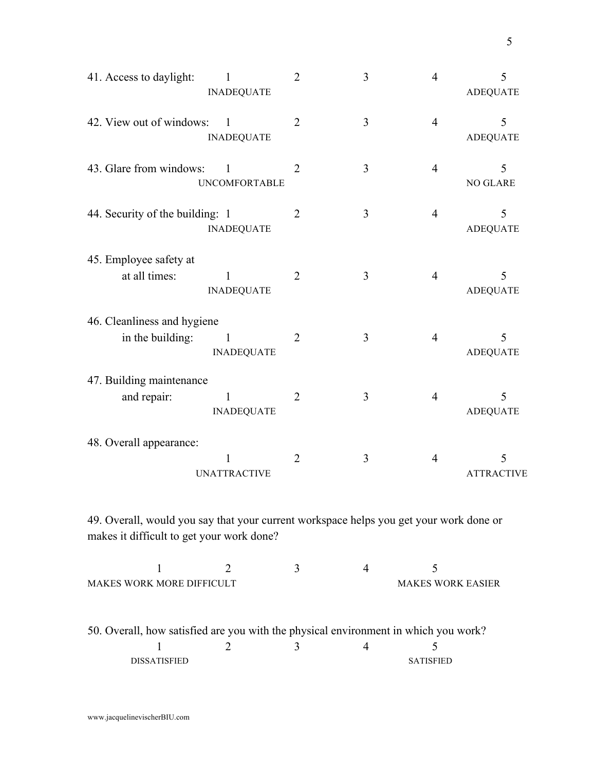41. Access to daylight:

| 1 | 2 | 3 | 4 | 5 |
|---|---|---|---|---|
| INADEQUATE | | | | ADEQUATE |

42. View out of windows:

| 1 | 2 | 3 | 4 | 5 |
|---|---|---|---|---|
| INADEQUATE | | | | ADEQUATE |

43. Glare from windows:

| 1 | 2 | 3 | 4 | 5 |
|---|---|---|---|---|
| UNCOMFORTABLE | | | | NO GLARE |

44. Security of the building:

| 1 | 2 | 3 | 4 | 5 |
|---|---|---|---|---|
| INADEQUATE | | | | ADEQUATE |

45. Employee safety at at all times:

| 1 | 2 | 3 | 4 | 5 |
|---|---|---|---|---|
| INADEQUATE | | | | ADEQUATE |

46. Cleanliness and hygiene in the building:

| 1 | 2 | 3 | 4 | 5 |
|---|---|---|---|---|
| INADEQUATE | | | | ADEQUATE |

47. Building maintenance and repair:

| 1 | 2 | 3 | 4 | 5 |
|---|---|---|---|---|
| INADEQUATE | | | | ADEQUATE |

48. Overall appearance:

| 1 | 2 | 3 | 4 | 5 |
|---|---|---|---|---|
| UNATTRACTIVE | | | | ATTRACTIVE |

49. Overall, would you say that your current workspace helps you get your work done or makes it difficult to get your work done?

| 1 | 2 | 3 | 4 | 5 |
|---|---|---|---|---|
| MAKES WORK MORE DIFFICULT | | | | MAKES WORK EASIER |

50. Overall, how satisfied are you with the physical environment in which you work?

| 1 | 2 | 3 | 4 | 5 |
|---|---|---|---|---|
| DISSATISFIED | | | | SATISFIED |

www.jacquelinevischerBIU.com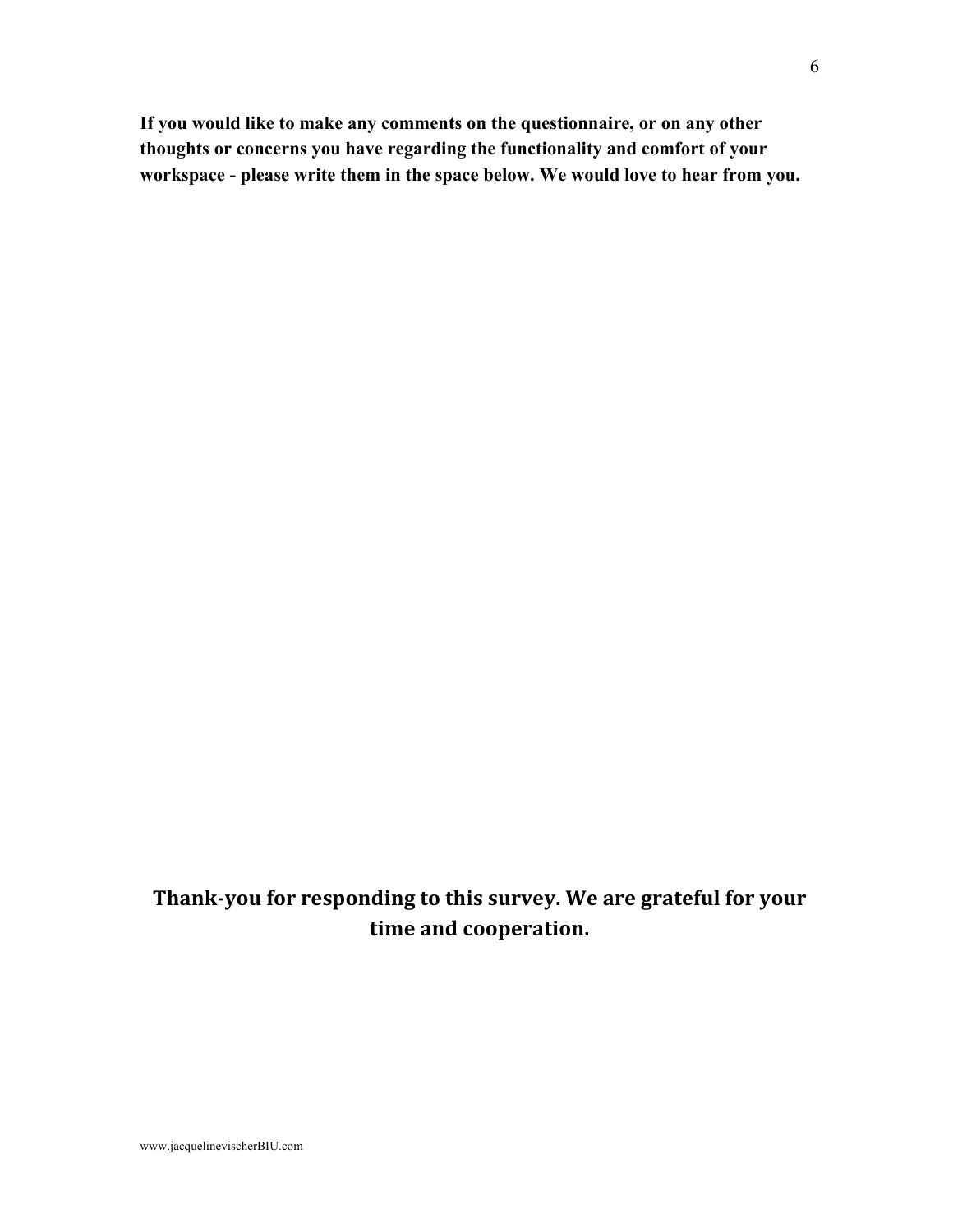**If you would like to make any comments on the questionnaire, or on any other thoughts or concerns you have regarding the functionality and comfort of your workspace - please write them in the space below. We would love to hear from you.**

**Thank-you for responding to this survey. We are grateful for your time and cooperation.**

www.jacquelinevischerBIU.com